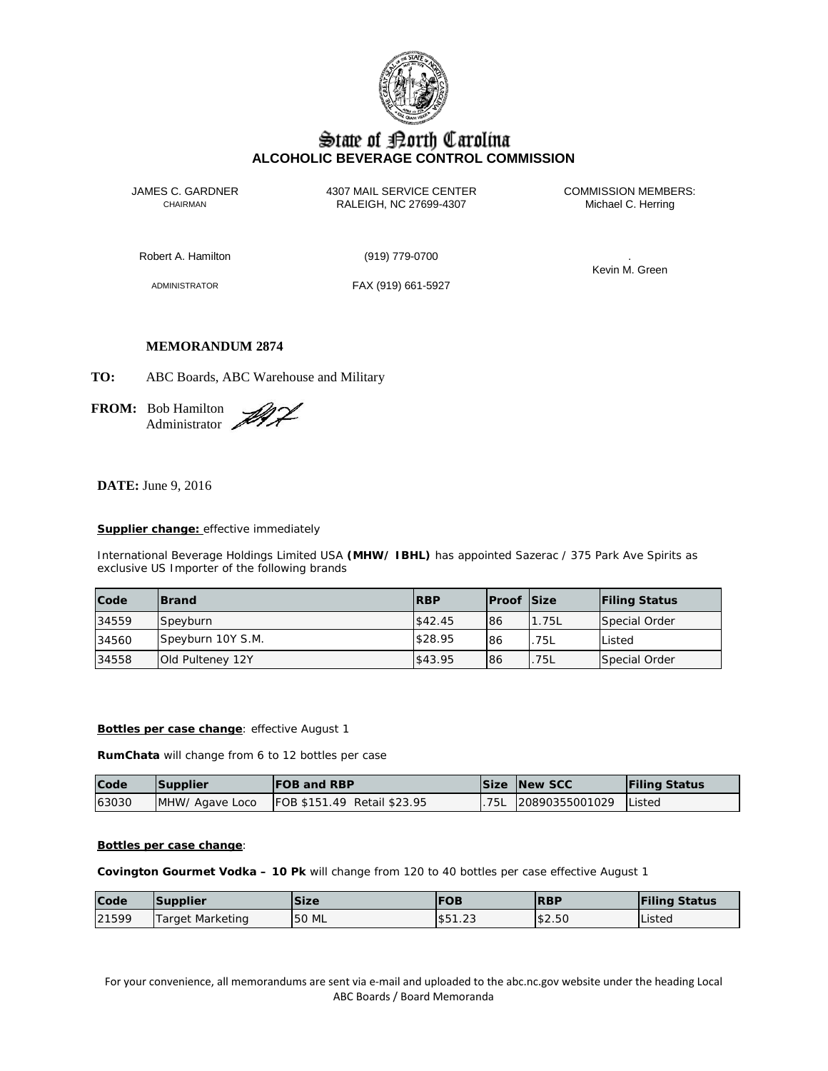# State of North Carolina

## ALCOHOLIC BEVERAGE CONTROL COMMISSION

JAMES C. GARDNER
CHAIRMAN

4307 MAIL SERVICE CENTER
RALEIGH, NC 27699-4307

COMMISSION MEMBERS:
Michael C. Herring

Robert A. Hamilton

ADMINISTRATOR

(919) 779-0700

FAX (919) 661-5927

.
Kevin M. Green

**MEMORANDUM 2874**

**TO:** ABC Boards, ABC Warehouse and Military

**FROM:** Bob Hamilton
Administrator

**DATE:** June 9, 2016

**Supplier change:** effective immediately

International Beverage Holdings Limited USA **(MHW/ IBHL)** has appointed Sazerac / 375 Park Ave Spirits as exclusive US Importer of the following brands

| Code | Brand | RBP | Proof | Size | Filing Status |
|---|---|---|---|---|---|
| 34559 | Speyburn | $42.45 | 86 | 1.75L | Special Order |
| 34560 | Speyburn 10Y S.M. | $28.95 | 86 | .75L | Listed |
| 34558 | Old Pulteney 12Y | $43.95 | 86 | .75L | Special Order |

**Bottles per case change**: effective August 1

**RumChata** will change from 6 to 12 bottles per case

| Code | Supplier | FOB and RBP | Size | New SCC | Filing Status |
|---|---|---|---|---|---|
| 63030 | MHW/ Agave Loco | FOB $151.49 Retail $23.95 | .75L | 20890355001029 | Listed |

**Bottles per case change**:

**Covington Gourmet Vodka – 10 Pk** will change from 120 to 40 bottles per case effective August 1

| Code | Supplier | Size | FOB | RBP | Filing Status |
|---|---|---|---|---|---|
| 21599 | Target Marketing | 50 ML | $51.23 | $2.50 | Listed |

For your convenience, all memorandums are sent via e-mail and uploaded to the abc.nc.gov website under the heading Local ABC Boards / Board Memoranda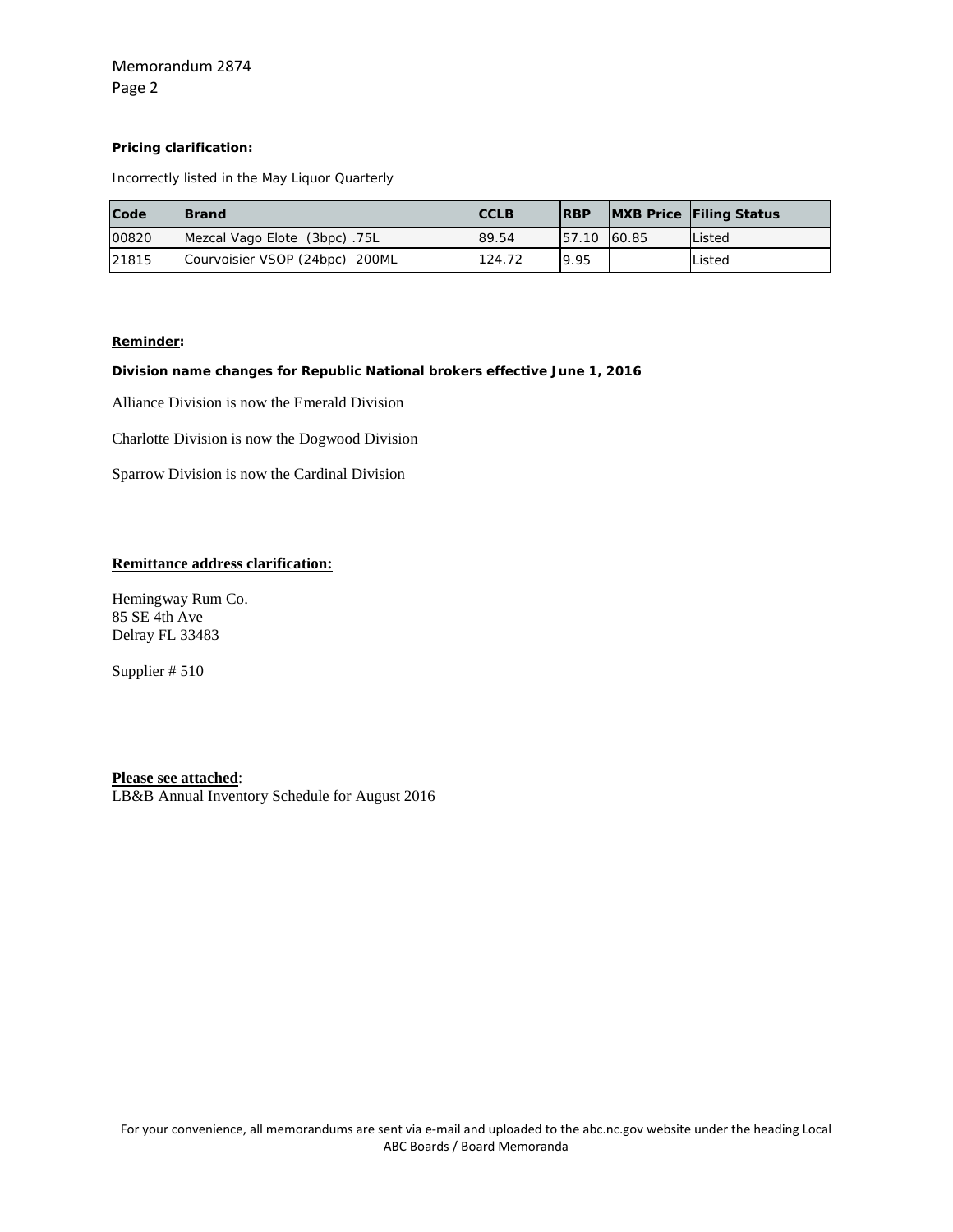**Pricing clarification:**

Incorrectly listed in the May Liquor Quarterly

| Code | Brand | CCLB | RBP | MXB Price | Filing Status |
|---|---|---|---|---|---|
| 00820 | Mezcal Vago Elote (3bpc) .75L | 89.54 | 57.10 | 60.85 | Listed |
| 21815 | Courvoisier VSOP (24bpc) 200ML | 124.72 | 9.95 | | Listed |

**Reminder:**

**Division name changes for Republic National brokers effective June 1, 2016**

Alliance Division is now the Emerald Division

Charlotte Division is now the Dogwood Division

Sparrow Division is now the Cardinal Division

**Remittance address clarification:**

Hemingway Rum Co.
85 SE 4th Ave
Delray FL 33483

Supplier # 510

**Please see attached**:
LB&B Annual Inventory Schedule for August 2016

For your convenience, all memorandums are sent via e-mail and uploaded to the abc.nc.gov website under the heading Local ABC Boards / Board Memoranda